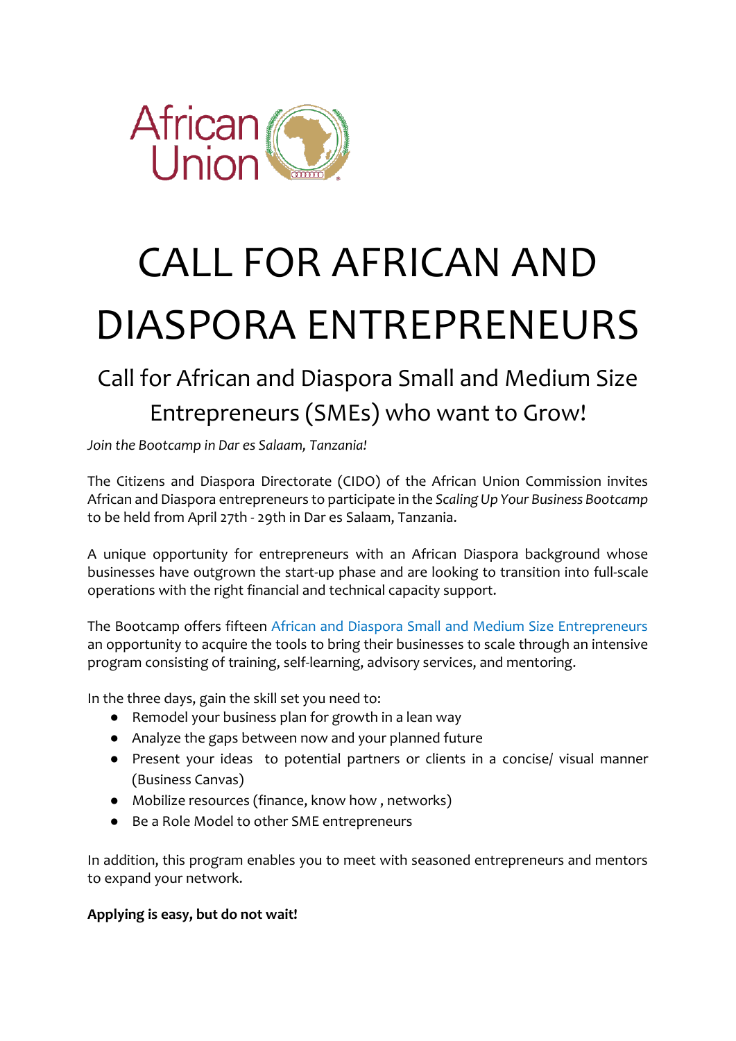African Union

# CALL FOR AFRICAN AND DIASPORA ENTREPRENEURS

## Call for African and Diaspora Small and Medium Size Entrepreneurs (SMEs) who want to Grow!

*Join the Bootcamp in Dar es Salaam, Tanzania!*

The Citizens and Diaspora Directorate (CIDO) of the African Union Commission invites African and Diaspora entrepreneurs to participate in the *Scaling Up Your Business Bootcamp* to be held from April 27th - 29th in Dar es Salaam, Tanzania.

A unique opportunity for entrepreneurs with an African Diaspora background whose businesses have outgrown the start-up phase and are looking to transition into full-scale operations with the right financial and technical capacity support.

The Bootcamp offers fifteen African and Diaspora Small and Medium Size Entrepreneurs an opportunity to acquire the tools to bring their businesses to scale through an intensive program consisting of training, self-learning, advisory services, and mentoring.

In the three days, gain the skill set you need to:

- Remodel your business plan for growth in a lean way
- Analyze the gaps between now and your planned future
- Present your ideas to potential partners or clients in a concise/ visual manner (Business Canvas)
- Mobilize resources (finance, know how , networks)
- Be a Role Model to other SME entrepreneurs

In addition, this program enables you to meet with seasoned entrepreneurs and mentors to expand your network.

**Applying is easy, but do not wait!**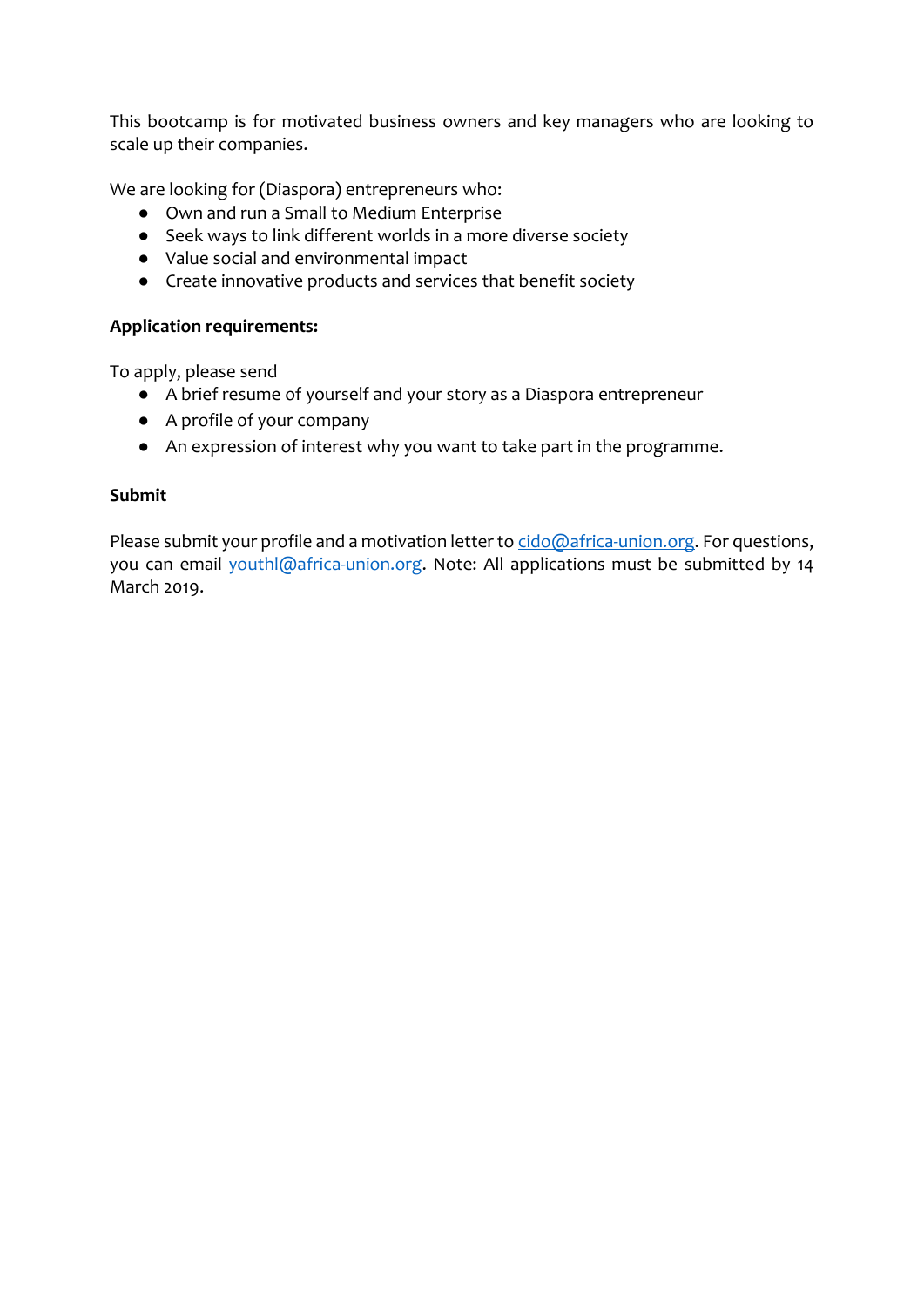This bootcamp is for motivated business owners and key managers who are looking to scale up their companies.

We are looking for (Diaspora) entrepreneurs who:

- Own and run a Small to Medium Enterprise
- Seek ways to link different worlds in a more diverse society
- Value social and environmental impact
- Create innovative products and services that benefit society

**Application requirements:**

To apply, please send

- A brief resume of yourself and your story as a Diaspora entrepreneur
- A profile of your company
- An expression of interest why you want to take part in the programme.

**Submit**

Please submit your profile and a motivation letter to cido@africa-union.org. For questions, you can email youthl@africa-union.org. Note: All applications must be submitted by 14 March 2019.